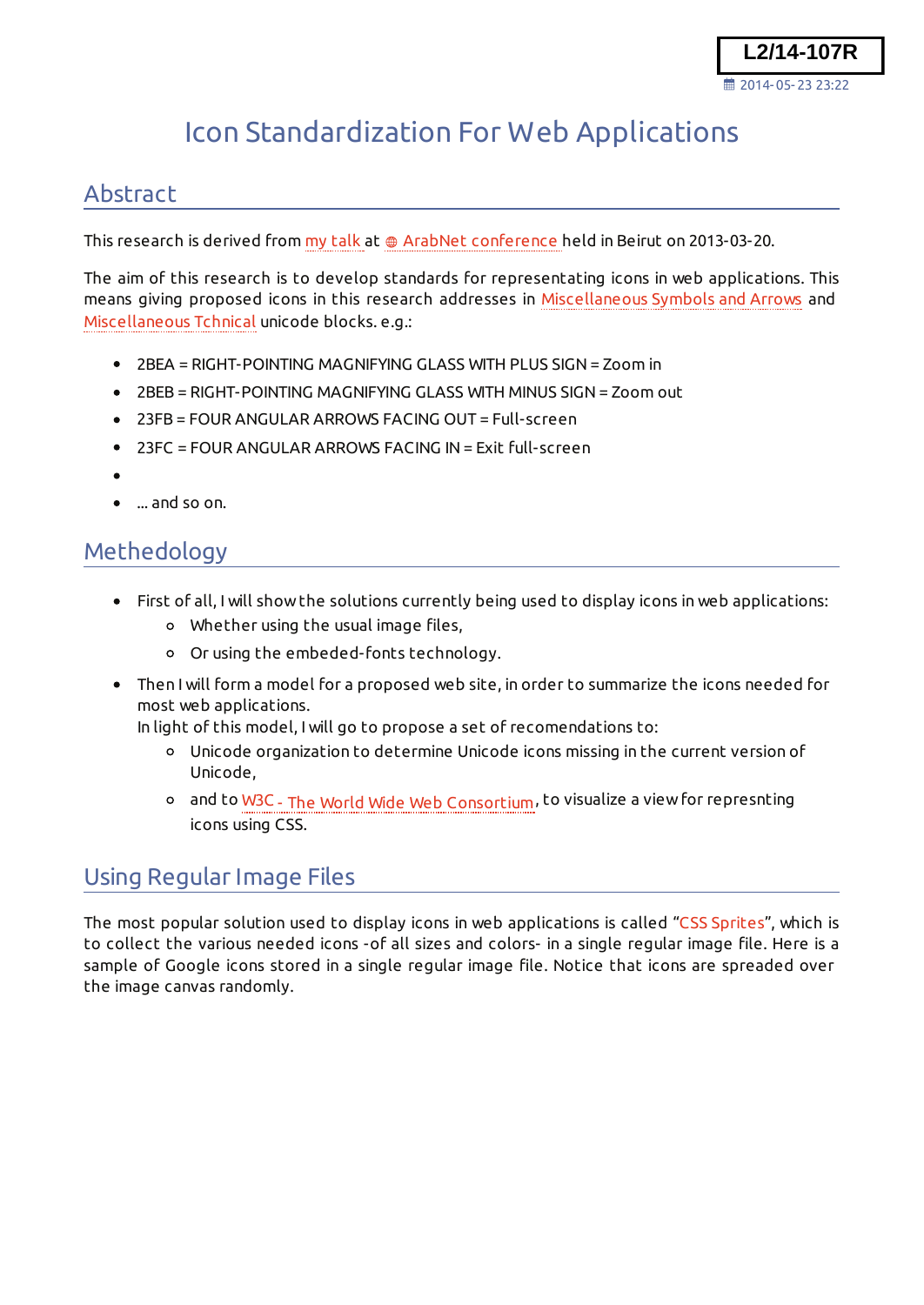L2/14-107R

2014-05-23 23:22

# Icon Standardization For Web Applications

## Abstract

This research is derived from my talk at ArabNet conference held in Beirut on 2013-03-20.

The aim of this research is to develop standards for representating icons in web applications. This means giving proposed icons in this research addresses in Miscellaneous Symbols and Arrows and Miscellaneous Tchnical unicode blocks. e.g.:

- 2BEA = RIGHT-POINTING MAGNIFYING GLASS WITH PLUS SIGN = Zoom in
- 2BEB = RIGHT-POINTING MAGNIFYING GLASS WITH MINUS SIGN = Zoom out
- 23FB = FOUR ANGULAR ARROWS FACING OUT = Full-screen
- 23FC = FOUR ANGULAR ARROWS FACING IN = Exit full-screen
- 
- ... and so on.

## Methedology

- First of all, I will show the solutions currently being used to display icons in web applications:
    - Whether using the usual image files,
    - Or using the embeded-fonts technology.
- Then I will form a model for a proposed web site, in order to summarize the icons needed for most web applications.
  In light of this model, I will go to propose a set of recomendations to:
    - Unicode organization to determine Unicode icons missing in the current version of Unicode,
    - and to W3C - The World Wide Web Consortium, to visualize a view for represnting icons using CSS.

## Using Regular Image Files

The most popular solution used to display icons in web applications is called "CSS Sprites", which is to collect the various needed icons -of all sizes and colors- in a single regular image file. Here is a sample of Google icons stored in a single regular image file. Notice that icons are spreaded over the image canvas randomly.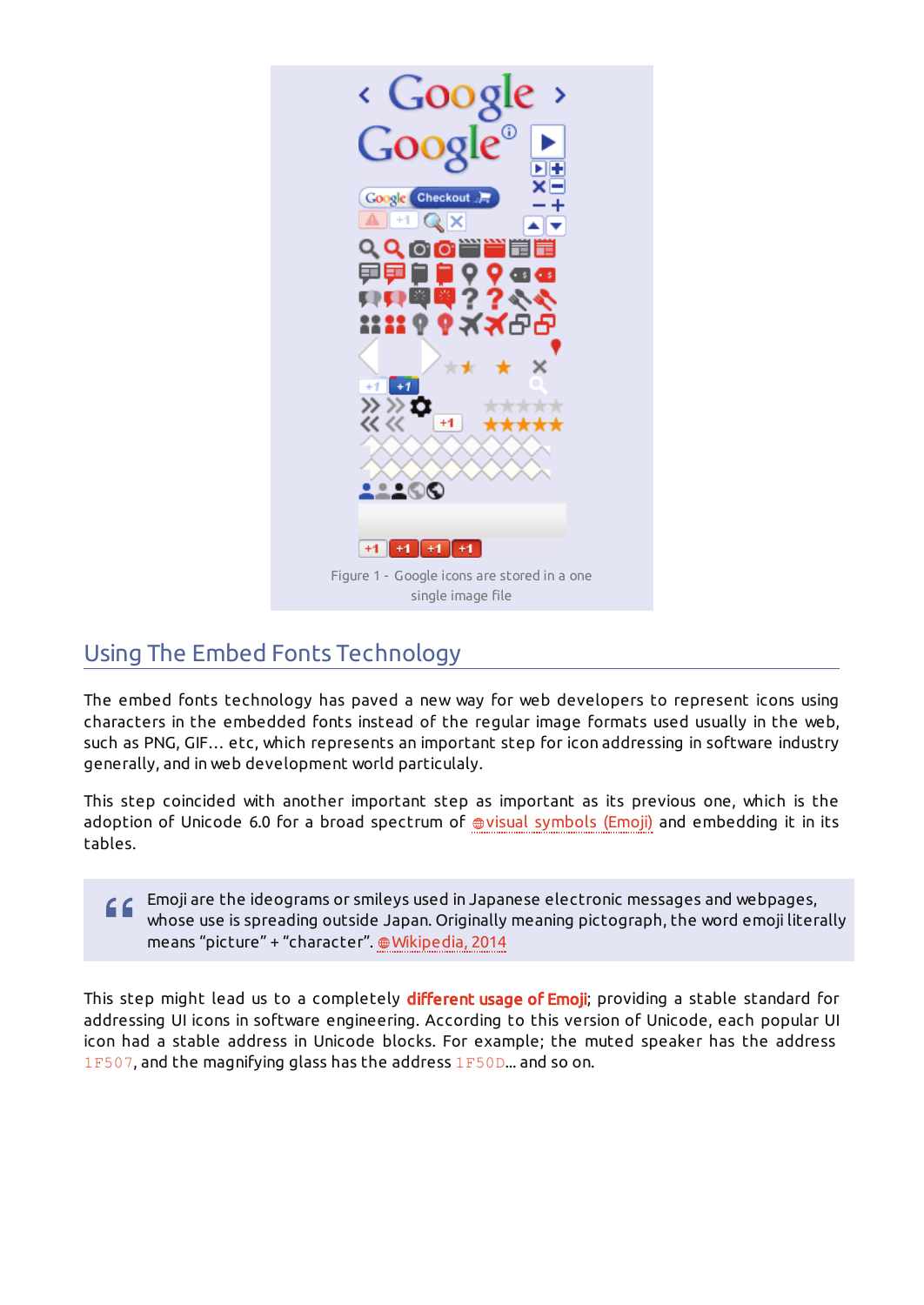Figure 1 - Google icons are stored in a one single image file

## Using The Embed Fonts Technology

The embed fonts technology has paved a new way for web developers to represent icons using characters in the embedded fonts instead of the regular image formats used usually in the web, such as PNG, GIF… etc, which represents an important step for icon addressing in software industry generally, and in web development world particulaly.

This step coincided with another important step as important as its previous one, which is the adoption of Unicode 6.0 for a broad spectrum of visual symbols (Emoji) and embedding it in its tables.

> Emoji are the ideograms or smileys used in Japanese electronic messages and webpages, whose use is spreading outside Japan. Originally meaning pictograph, the word emoji literally means “picture” + “character”. Wikipedia, 2014

This step might lead us to a completely **different usage of Emoji**; providing a stable standard for addressing UI icons in software engineering. According to this version of Unicode, each popular UI icon had a stable address in Unicode blocks. For example; the muted speaker has the address `1F507`, and the magnifying glass has the address `1F50D`... and so on.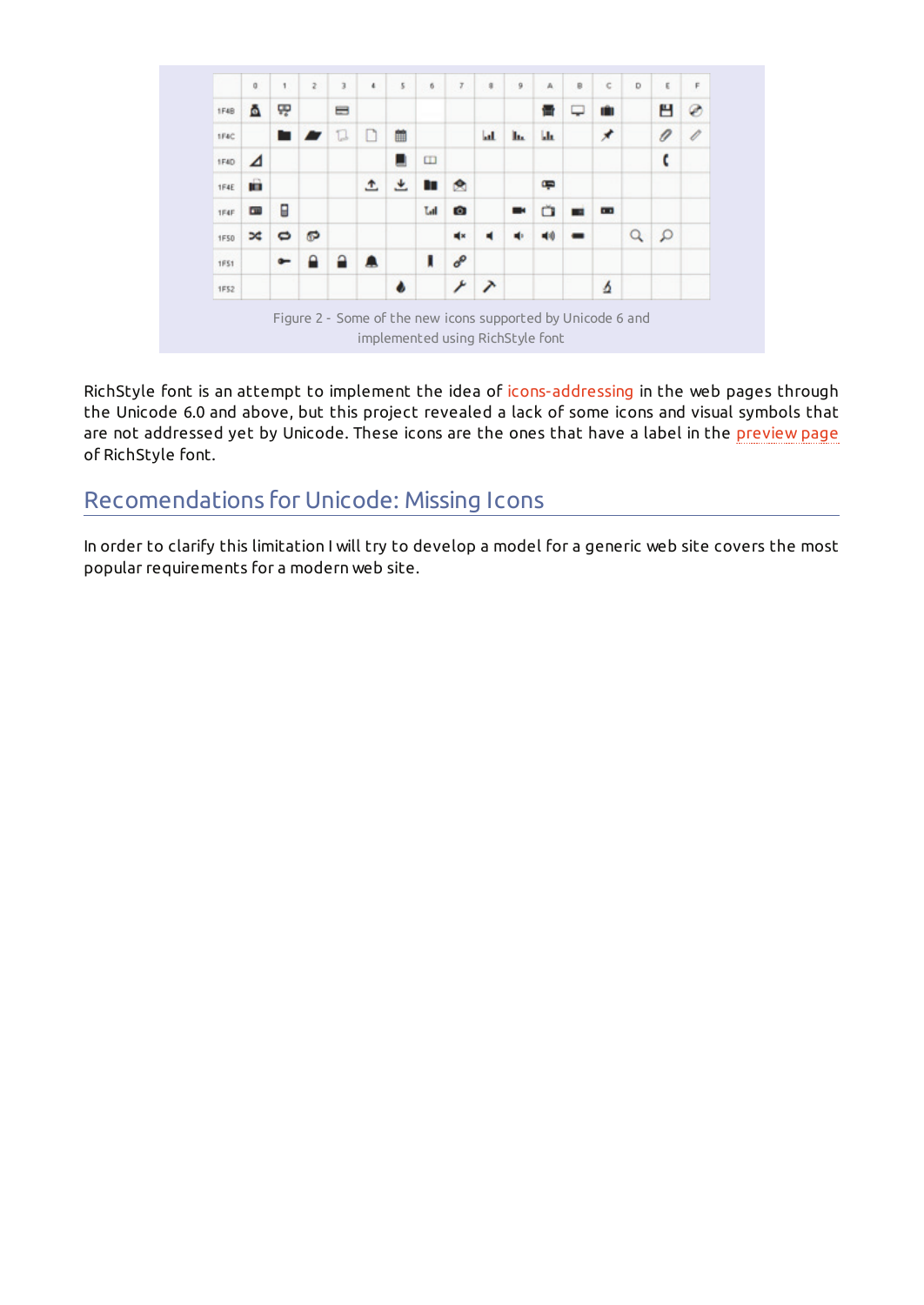Figure 2 - Some of the new icons supported by Unicode 6 and implemented using RichStyle font

RichStyle font is an attempt to implement the idea of icons-addressing in the web pages through the Unicode 6.0 and above, but this project revealed a lack of some icons and visual symbols that are not addressed yet by Unicode. These icons are the ones that have a label in the preview page of RichStyle font.

## Recomendations for Unicode: Missing Icons

In order to clarify this limitation I will try to develop a model for a generic web site covers the most popular requirements for a modern web site.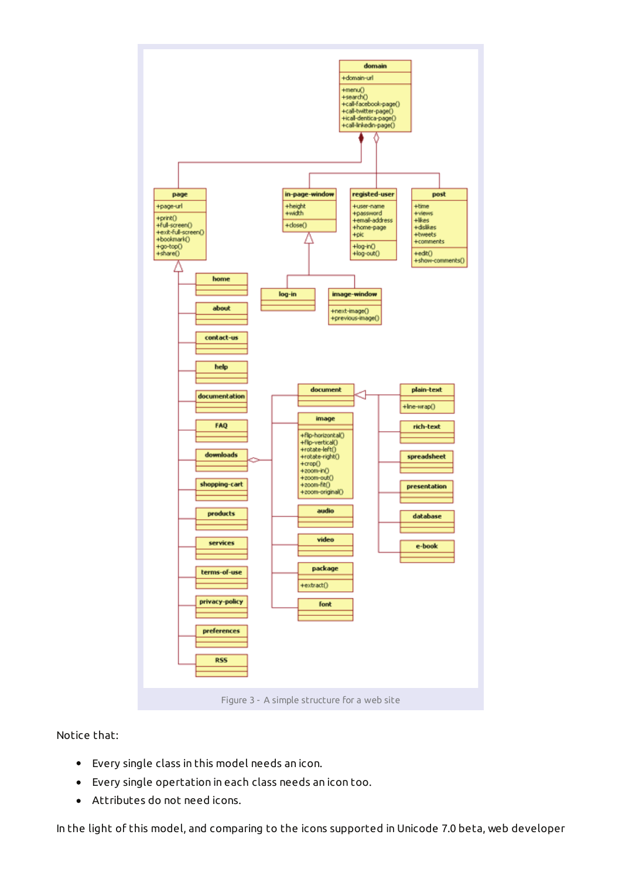Figure 3 - A simple structure for a web site

Notice that:

- Every single class in this model needs an icon.
- Every single opertation in each class needs an icon too.
- Attributes do not need icons.

In the light of this model, and comparing to the icons supported in Unicode 7.0 beta, web developer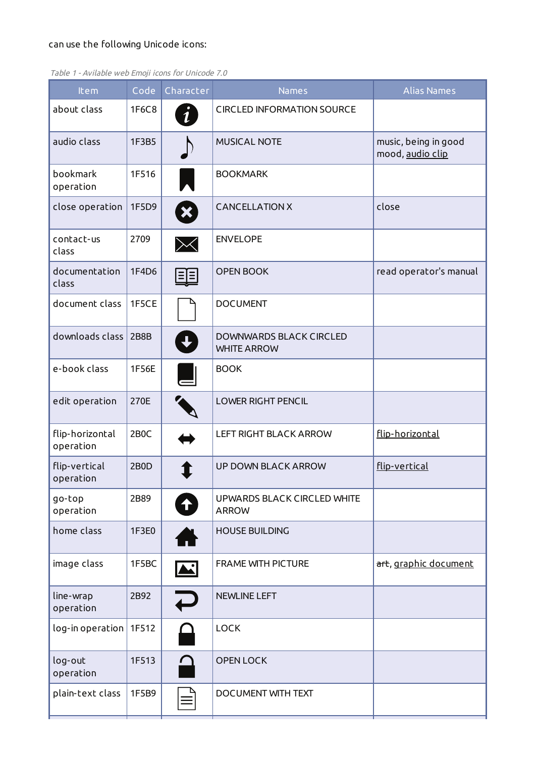can use the following Unicode icons:

*Table 1 - Avilable web Emoji icons for Unicode 7.0*

| Item | Code | Character | Names | Alias Names |
|---|---|---|---|---|
| about class | 1F6C8 | 🛈 | CIRCLED INFORMATION SOURCE | |
| audio class | 1F3B5 | 🎵 | MUSICAL NOTE | music, being in good mood, audio clip |
| bookmark operation | 1F516 | 🔖 | BOOKMARK | |
| close operation | 1F5D9 | 🗙 | CANCELLATION X | close |
| contact-us class | 2709 | ✉ | ENVELOPE | |
| documentation class | 1F4D6 | 📖 | OPEN BOOK | read operator's manual |
| document class | 1F5CE | 🗎 | DOCUMENT | |
| downloads class | 2B8B | ⮋ | DOWNWARDS BLACK CIRCLED WHITE ARROW | |
| e-book class | 1F56E | 🕮 | BOOK | |
| edit operation | 270E | ✎ | LOWER RIGHT PENCIL | |
| flip-horizontal operation | 2B0C | ⬌ | LEFT RIGHT BLACK ARROW | flip-horizontal |
| flip-vertical operation | 2B0D | ⬍ | UP DOWN BLACK ARROW | flip-vertical |
| go-top operation | 2B89 | ⮉ | UPWARDS BLACK CIRCLED WHITE ARROW | |
| home class | 1F3E0 | 🏠 | HOUSE BUILDING | |
| image class | 1F5BC | 🖼 | FRAME WITH PICTURE | ~~art~~, graphic document |
| line-wrap operation | 2B92 | ⮒ | NEWLINE LEFT | |
| log-in operation | 1F512 | 🔒 | LOCK | |
| log-out operation | 1F513 | 🔓 | OPEN LOCK | |
| plain-text class | 1F5B9 | 🖹 | DOCUMENT WITH TEXT | |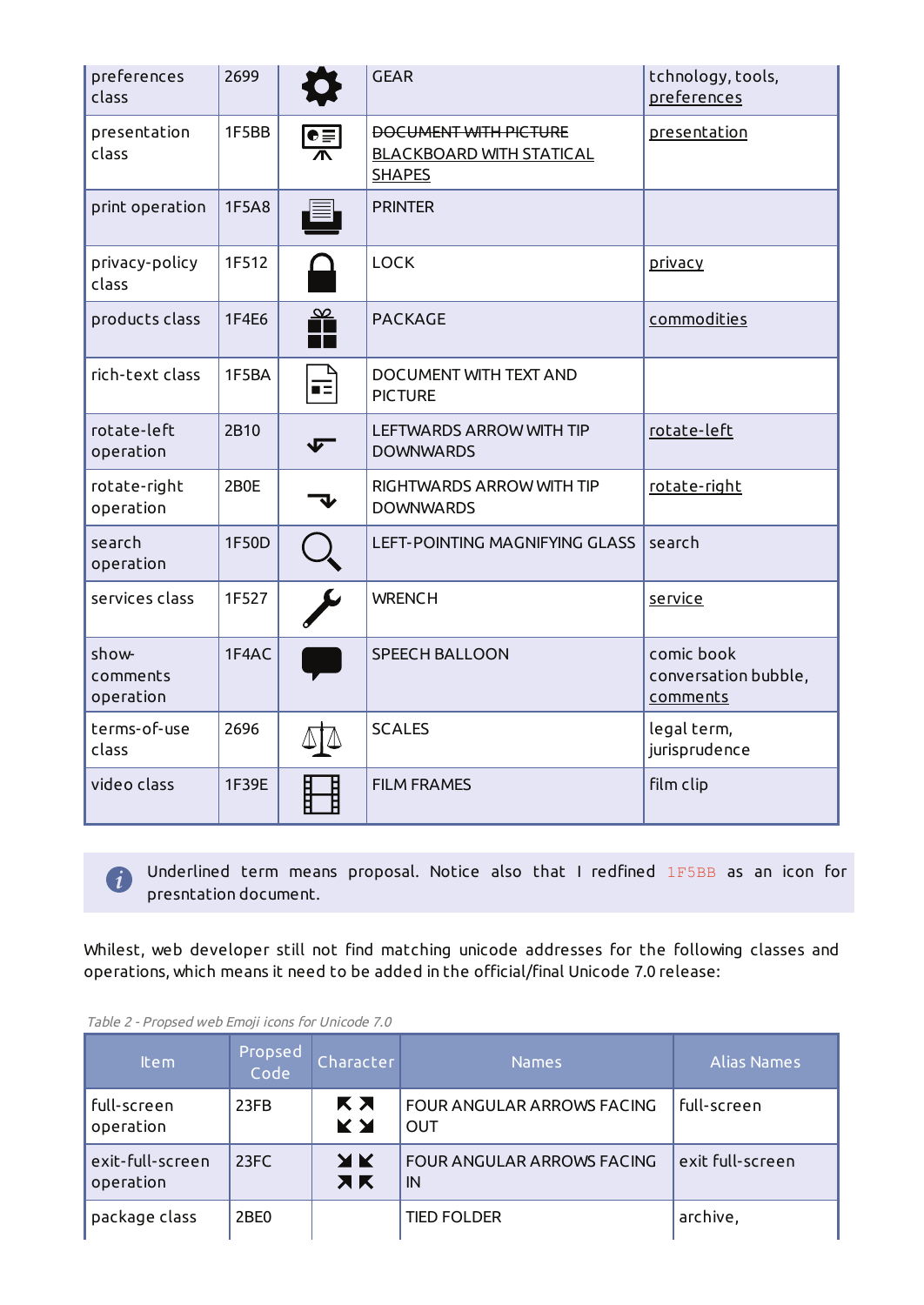| preferences class | 2699 | ⚙ | GEAR | tchnology, tools, preferences |
|---|---|---|---|---|
| presentation class | 1F5BB | | ~~DOCUMENT WITH PICTURE~~ BLACKBOARD WITH STATICAL SHAPES | presentation |
| print operation | 1F5A8 | | PRINTER | |
| privacy-policy class | 1F512 | | LOCK | privacy |
| products class | 1F4E6 | | PACKAGE | commodities |
| rich-text class | 1F5BA | | DOCUMENT WITH TEXT AND PICTURE | |
| rotate-left operation | 2B10 | ⬐ | LEFTWARDS ARROW WITH TIP DOWNWARDS | rotate-left |
| rotate-right operation | 2B0E | ⬎ | RIGHTWARDS ARROW WITH TIP DOWNWARDS | rotate-right |
| search operation | 1F50D | | LEFT-POINTING MAGNIFYING GLASS | search |
| services class | 1F527 | | WRENCH | service |
| show-comments operation | 1F4AC | | SPEECH BALLOON | comic book conversation bubble, comments |
| terms-of-use class | 2696 | ⚖ | SCALES | legal term, jurisprudence |
| video class | 1F39E | | FILM FRAMES | film clip |

Underlined term means proposal. Notice also that I redfined `1F5BB` as an icon for presntation document.

Whilest, web developer still not find matching unicode addresses for the following classes and operations, which means it need to be added in the official/final Unicode 7.0 release:

*Table 2 - Propsed web Emoji icons for Unicode 7.0*

| Item | Propsed Code | Character | Names | Alias Names |
|---|---|---|---|---|
| full-screen operation | 23FB | | FOUR ANGULAR ARROWS FACING OUT | full-screen |
| exit-full-screen operation | 23FC | | FOUR ANGULAR ARROWS FACING IN | exit full-screen |
| package class | 2BE0 | | TIED FOLDER | archive, |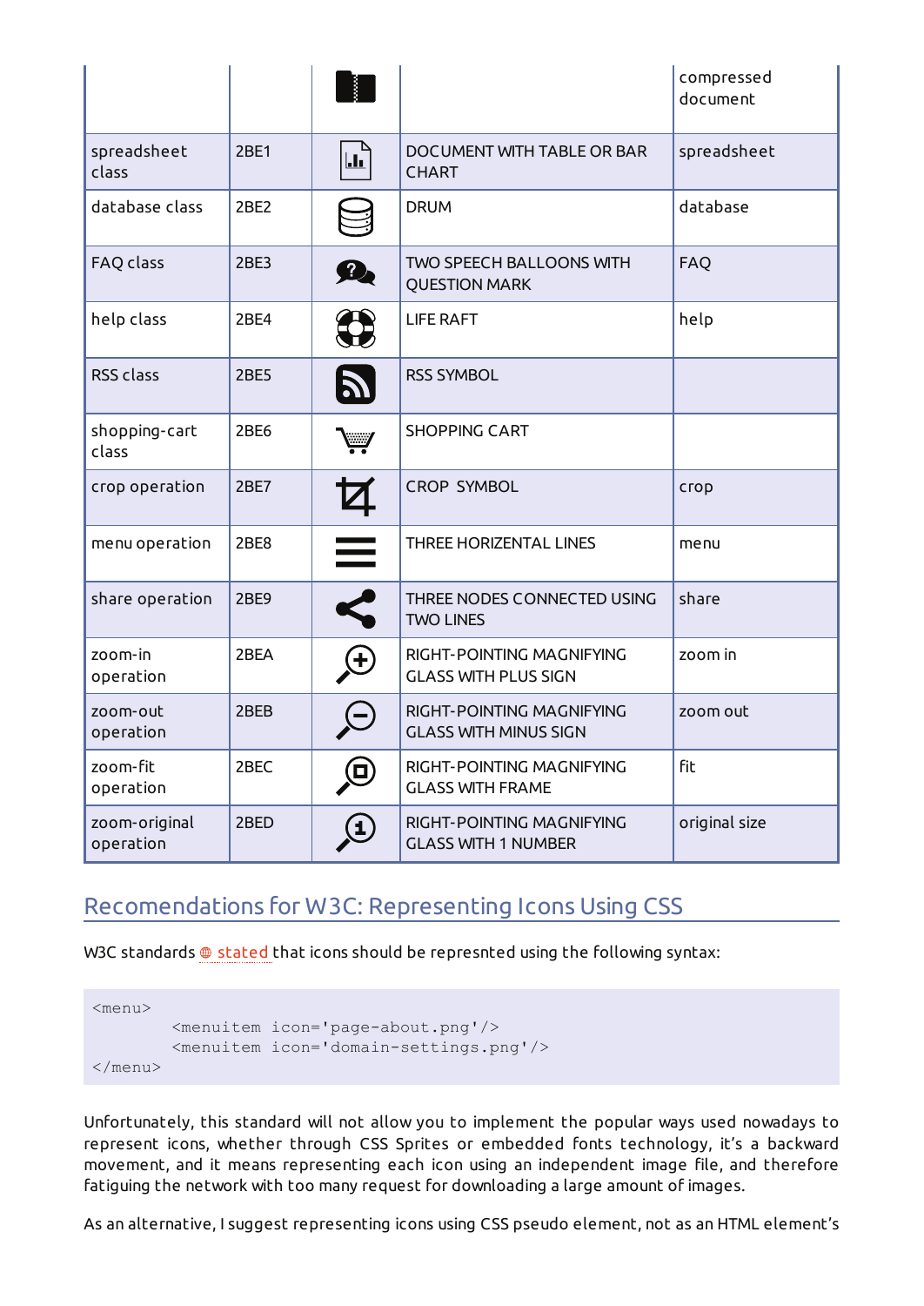| | | | | compressed document |
|---|---|---|---|---|
| spreadsheet class | 2BE1 | | DOCUMENT WITH TABLE OR BAR CHART | spreadsheet |
| database class | 2BE2 | | DRUM | database |
| FAQ class | 2BE3 | | TWO SPEECH BALLOONS WITH QUESTION MARK | FAQ |
| help class | 2BE4 | | LIFE RAFT | help |
| RSS class | 2BE5 | | RSS SYMBOL | |
| shopping-cart class | 2BE6 | | SHOPPING CART | |
| crop operation | 2BE7 | | CROP SYMBOL | crop |
| menu operation | 2BE8 | | THREE HORIZENTAL LINES | menu |
| share operation | 2BE9 | | THREE NODES CONNECTED USING TWO LINES | share |
| zoom-in operation | 2BEA | | RIGHT-POINTING MAGNIFYING GLASS WITH PLUS SIGN | zoom in |
| zoom-out operation | 2BEB | | RIGHT-POINTING MAGNIFYING GLASS WITH MINUS SIGN | zoom out |
| zoom-fit operation | 2BEC | | RIGHT-POINTING MAGNIFYING GLASS WITH FRAME | fit |
| zoom-original operation | 2BED | | RIGHT-POINTING MAGNIFYING GLASS WITH 1 NUMBER | original size |

## Recomendations for W3C: Representing Icons Using CSS

W3C standards stated that icons should be represnted using the following syntax:

```
<menu>
        <menuitem icon='page-about.png'/>
        <menuitem icon='domain-settings.png'/>
</menu>
```

Unfortunately, this standard will not allow you to implement the popular ways used nowadays to represent icons, whether through CSS Sprites or embedded fonts technology, it's a backward movement, and it means representing each icon using an independent image file, and therefore fatiguing the network with too many request for downloading a large amount of images.

As an alternative, I suggest representing icons using CSS pseudo element, not as an HTML element's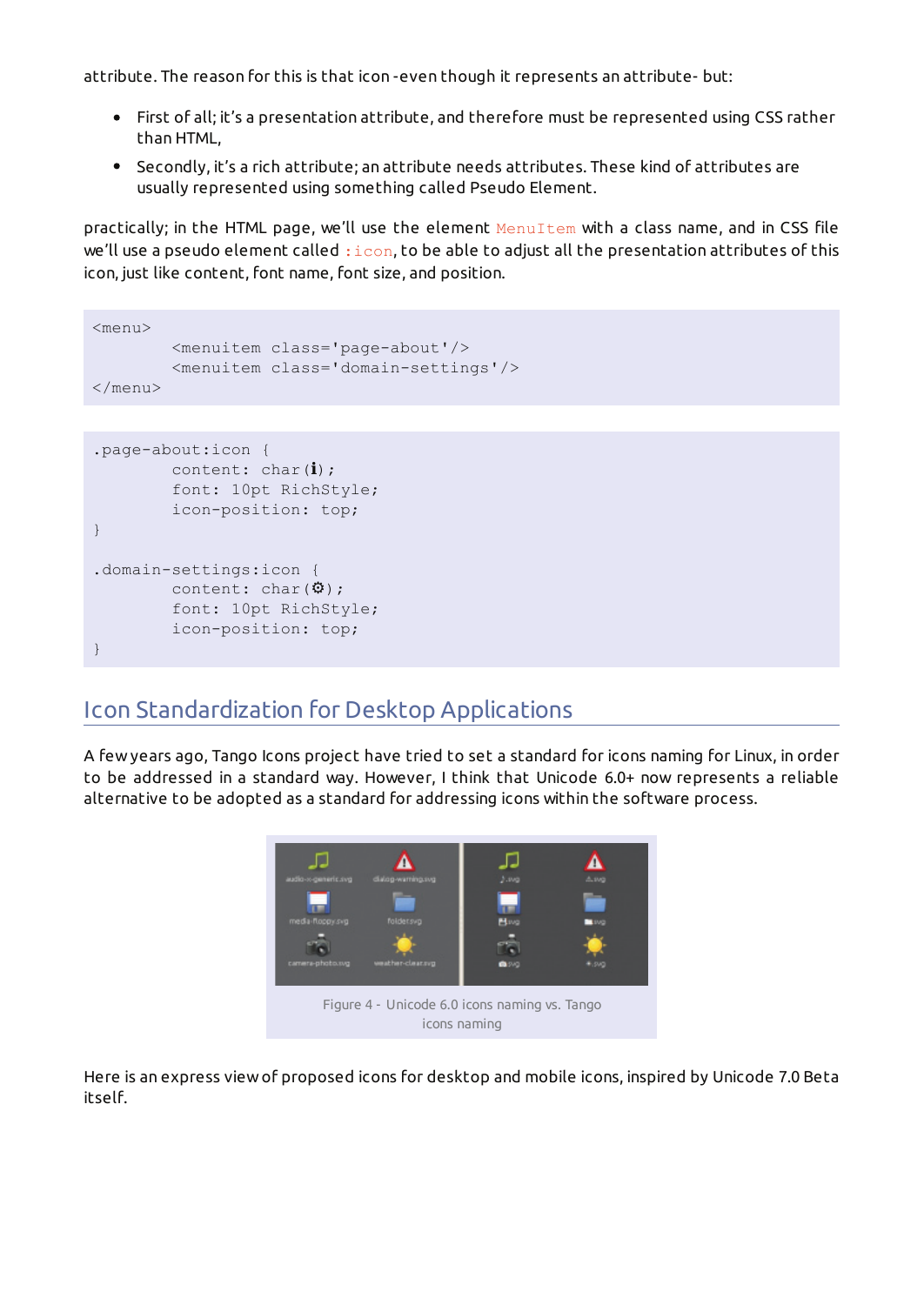attribute. The reason for this is that icon -even though it represents an attribute- but:

- First of all; it's a presentation attribute, and therefore must be represented using CSS rather than HTML,
- Secondly, it's a rich attribute; an attribute needs attributes. These kind of attributes are usually represented using something called Pseudo Element.

practically; in the HTML page, we'll use the element `MenuItem` with a class name, and in CSS file we'll use a pseudo element called `:icon`, to be able to adjust all the presentation attributes of this icon, just like content, font name, font size, and position.

```
<menu>
        <menuitem class='page-about'/>
        <menuitem class='domain-settings'/>
</menu>
```

```
.page-about:icon {
        content: char(ℹ);
        font: 10pt RichStyle;
        icon-position: top;
}

.domain-settings:icon {
        content: char(⚙);
        font: 10pt RichStyle;
        icon-position: top;
}
```

## Icon Standardization for Desktop Applications

A few years ago, Tango Icons project have tried to set a standard for icons naming for Linux, in order to be addressed in a standard way. However, I think that Unicode 6.0+ now represents a reliable alternative to be adopted as a standard for addressing icons within the software process.

Figure 4 - Unicode 6.0 icons naming vs. Tango icons naming

Here is an express view of proposed icons for desktop and mobile icons, inspired by Unicode 7.0 Beta itself.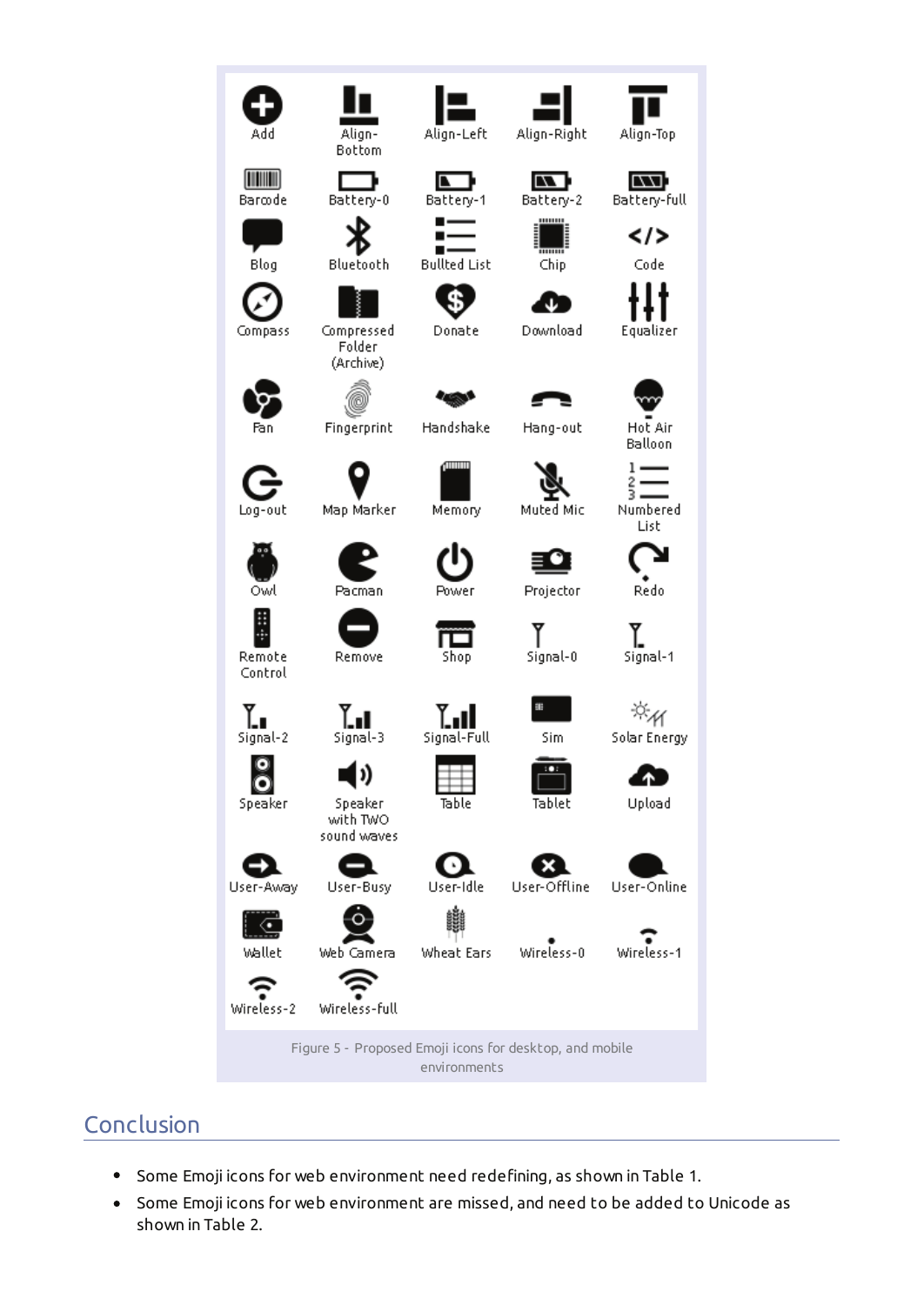Figure 5 - Proposed Emoji icons for desktop, and mobile environments

## Conclusion

- Some Emoji icons for web environment need redefining, as shown in Table 1.
- Some Emoji icons for web environment are missed, and need to be added to Unicode as shown in Table 2.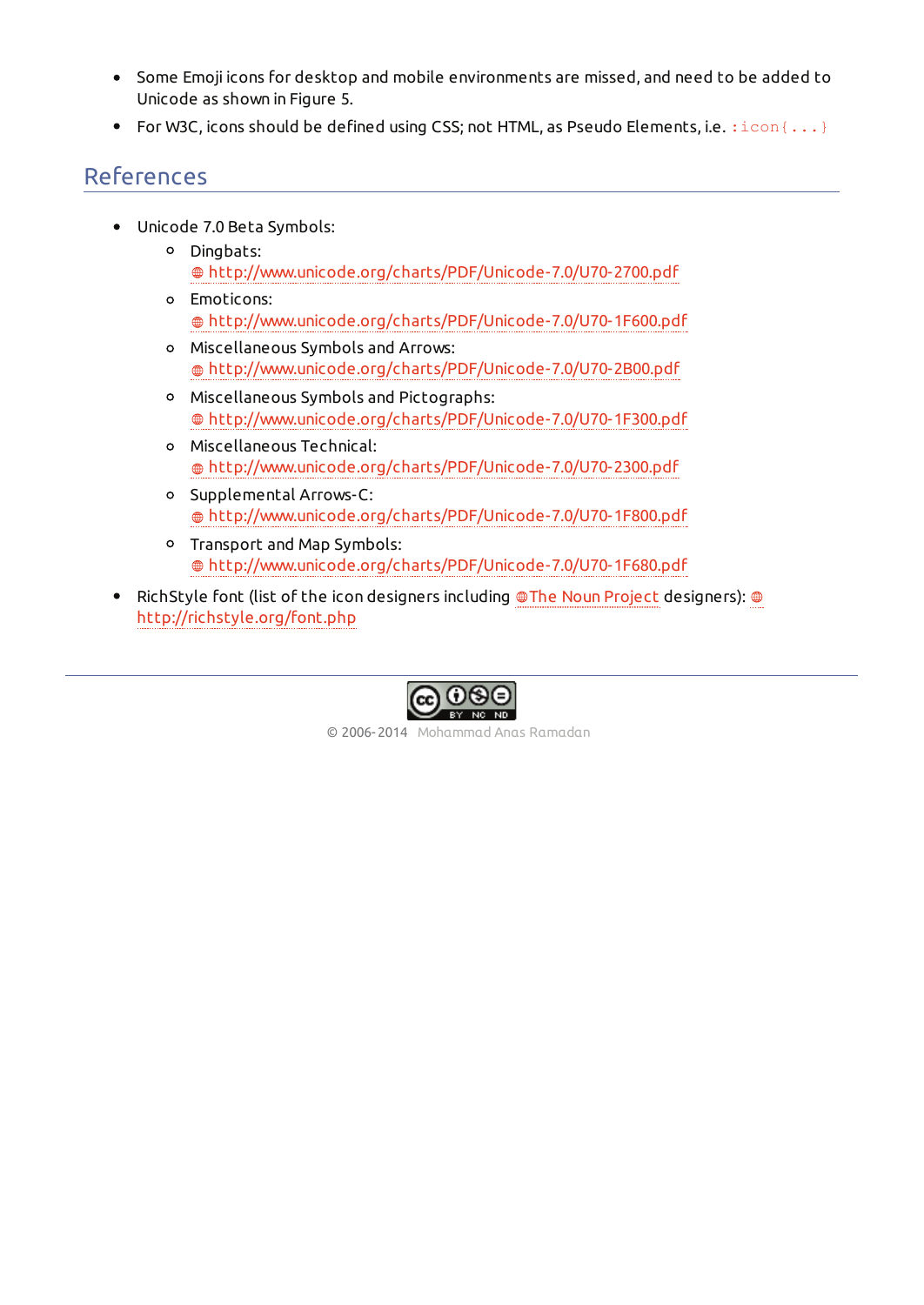- Some Emoji icons for desktop and mobile environments are missed, and need to be added to Unicode as shown in Figure 5.
- For W3C, icons should be defined using CSS; not HTML, as Pseudo Elements, i.e. `:icon{...}`

## References

- Unicode 7.0 Beta Symbols:
  - Dingbats:
    http://www.unicode.org/charts/PDF/Unicode-7.0/U70-2700.pdf
  - Emoticons:
    http://www.unicode.org/charts/PDF/Unicode-7.0/U70-1F600.pdf
  - Miscellaneous Symbols and Arrows:
    http://www.unicode.org/charts/PDF/Unicode-7.0/U70-2B00.pdf
  - Miscellaneous Symbols and Pictographs:
    http://www.unicode.org/charts/PDF/Unicode-7.0/U70-1F300.pdf
  - Miscellaneous Technical:
    http://www.unicode.org/charts/PDF/Unicode-7.0/U70-2300.pdf
  - Supplemental Arrows-C:
    http://www.unicode.org/charts/PDF/Unicode-7.0/U70-1F800.pdf
  - Transport and Map Symbols:
    http://www.unicode.org/charts/PDF/Unicode-7.0/U70-1F680.pdf
- RichStyle font (list of the icon designers including The Noun Project designers): http://richstyle.org/font.php

© 2006-2014 Mohammad Anas Ramadan